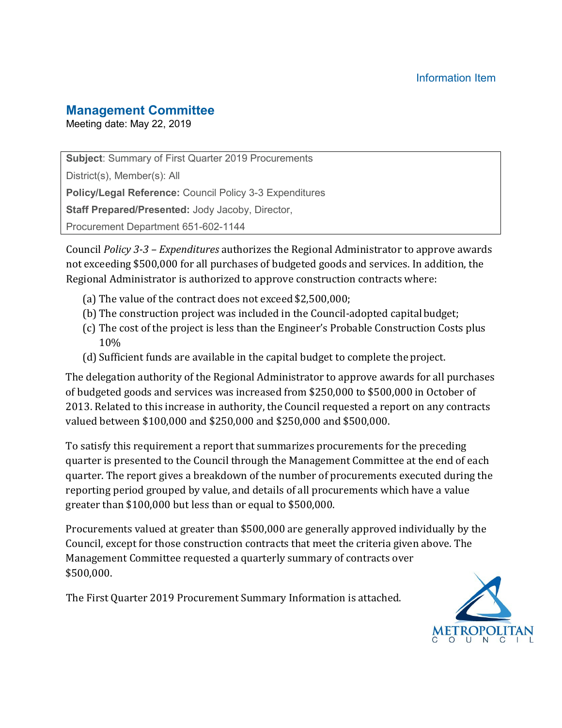Information Item

## Management Committee

Meeting date: May 22, 2019

**Subject**: Summary of First Quarter 2019 Procurements

District(s), Member(s): All

**Policy/Legal Reference:** Council Policy 3-3 Expenditures

**Staff Prepared/Presented:** Jody Jacoby, Director, Procurement Department 651-602-1144

Council *Policy 3-3 – Expenditures* authorizes the Regional Administrator to approve awards not exceeding $500,000 for all purchases of budgeted goods and services. In addition, the Regional Administrator is authorized to approve construction contracts where:

(a) The value of the contract does not exceed $2,500,000;
(b) The construction project was included in the Council-adopted capital budget;
(c) The cost of the project is less than the Engineer's Probable Construction Costs plus 10%
(d) Sufficient funds are available in the capital budget to complete the project.

The delegation authority of the Regional Administrator to approve awards for all purchases of budgeted goods and services was increased from $250,000 to $500,000 in October of 2013. Related to this increase in authority, the Council requested a report on any contracts valued between $100,000 and $250,000 and $250,000 and $500,000.

To satisfy this requirement a report that summarizes procurements for the preceding quarter is presented to the Council through the Management Committee at the end of each quarter. The report gives a breakdown of the number of procurements executed during the reporting period grouped by value, and details of all procurements which have a value greater than $100,000 but less than or equal to $500,000.

Procurements valued at greater than $500,000 are generally approved individually by the Council, except for those construction contracts that meet the criteria given above. The Management Committee requested a quarterly summary of contracts over $500,000.

The First Quarter 2019 Procurement Summary Information is attached.

METROPOLITAN COUNCIL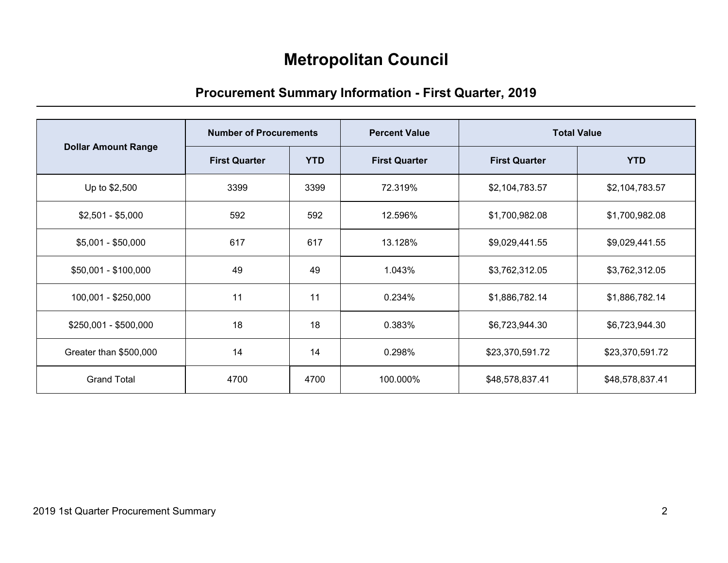# Metropolitan Council

## Procurement Summary Information - First Quarter, 2019

| Dollar Amount Range | Number of Procurements | | Percent Value | Total Value | |
|---|---|---|---|---|---|
| | First Quarter | YTD | First Quarter | First Quarter | YTD |
| Up to $2,500 | 3399 | 3399 | 72.319% | $2,104,783.57 | $2,104,783.57 |
| $2,501 - $5,000 | 592 | 592 | 12.596% | $1,700,982.08 | $1,700,982.08 |
| $5,001 - $50,000 | 617 | 617 | 13.128% | $9,029,441.55 | $9,029,441.55 |
| $50,001 - $100,000 | 49 | 49 | 1.043% | $3,762,312.05 | $3,762,312.05 |
| 100,001 - $250,000 | 11 | 11 | 0.234% | $1,886,782.14 | $1,886,782.14 |
| $250,001 - $500,000 | 18 | 18 | 0.383% | $6,723,944.30 | $6,723,944.30 |
| Greater than $500,000 | 14 | 14 | 0.298% | $23,370,591.72 | $23,370,591.72 |
| Grand Total | 4700 | 4700 | 100.000% | $48,578,837.41 | $48,578,837.41 |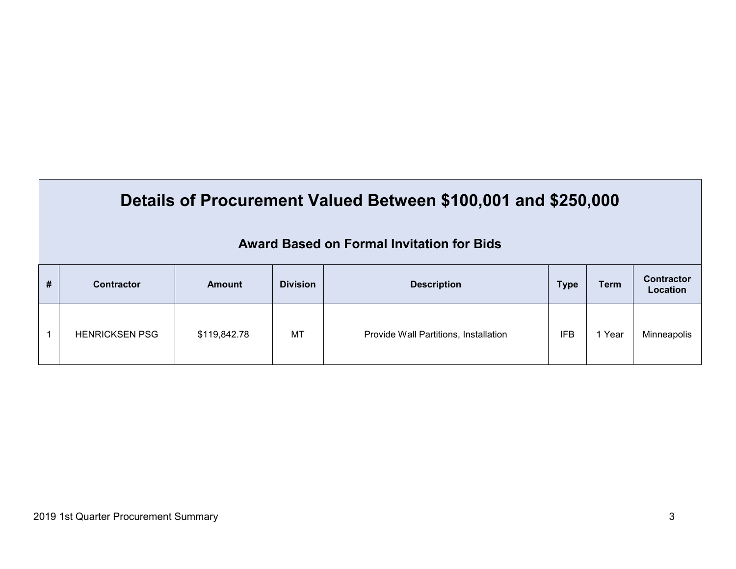# Details of Procurement Valued Between $100,001 and $250,000

## Award Based on Formal Invitation for Bids

| # | Contractor | Amount | Division | Description | Type | Term | Contractor Location |
|---|---|---|---|---|---|---|---|
| 1 | HENRICKSEN PSG | $119,842.78 | MT | Provide Wall Partitions, Installation | IFB | 1 Year | Minneapolis |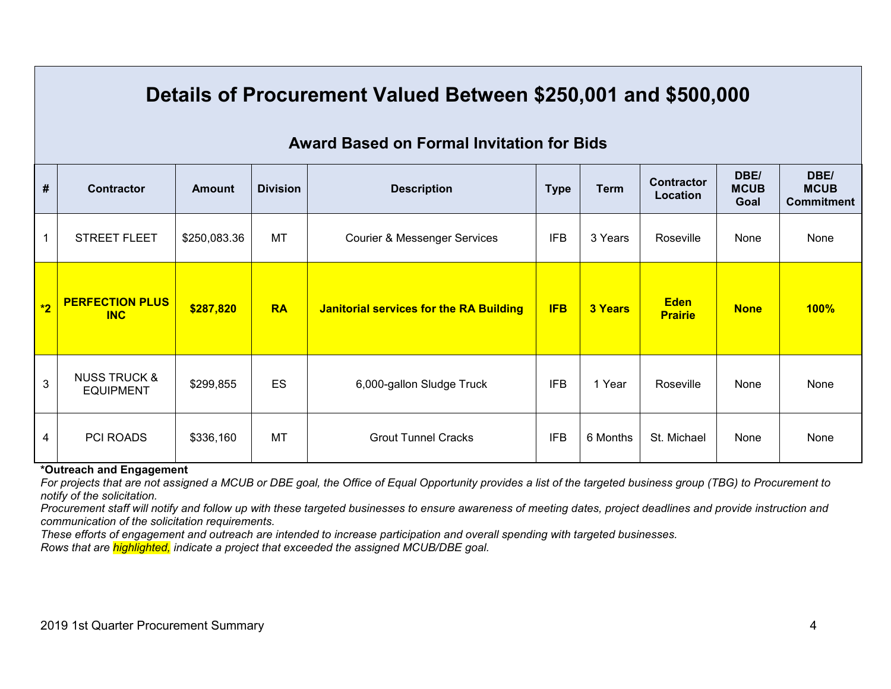# Details of Procurement Valued Between $250,001 and $500,000

## Award Based on Formal Invitation for Bids

| # | Contractor | Amount | Division | Description | Type | Term | Contractor Location | DBE/ MCUB Goal | DBE/ MCUB Commitment |
|---|---|---|---|---|---|---|---|---|---|
| 1 | STREET FLEET | $250,083.36 | MT | Courier & Messenger Services | IFB | 3 Years | Roseville | None | None |
| **\*2** | **PERFECTION PLUS INC** | **$287,820** | **RA** | **Janitorial services for the RA Building** | **IFB** | **3 Years** | **Eden Prairie** | **None** | **100%** |
| 3 | NUSS TRUCK & EQUIPMENT | $299,855 | ES | 6,000-gallon Sludge Truck | IFB | 1 Year | Roseville | None | None |
| 4 | PCI ROADS | $336,160 | MT | Grout Tunnel Cracks | IFB | 6 Months | St. Michael | None | None |

**\*Outreach and Engagement**

*For projects that are not assigned a MCUB or DBE goal, the Office of Equal Opportunity provides a list of the targeted business group (TBG) to Procurement to notify of the solicitation.*

*Procurement staff will notify and follow up with these targeted businesses to ensure awareness of meeting dates, project deadlines and provide instruction and communication of the solicitation requirements.*

*These efforts of engagement and outreach are intended to increase participation and overall spending with targeted businesses.*

*Rows that are highlighted, indicate a project that exceeded the assigned MCUB/DBE goal.*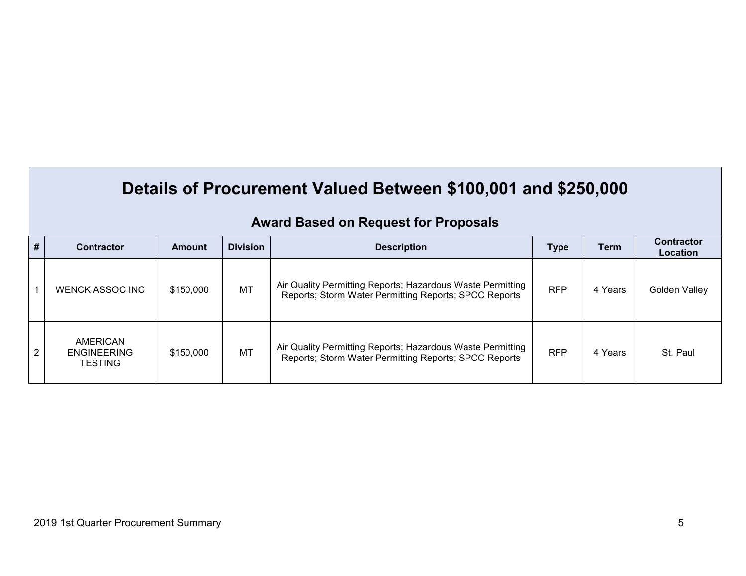## Details of Procurement Valued Between $100,001 and $250,000

### Award Based on Request for Proposals

| # | Contractor | Amount | Division | Description | Type | Term | Contractor Location |
|---|---|---|---|---|---|---|---|
| 1 | WENCK ASSOC INC | $150,000 | MT | Air Quality Permitting Reports; Hazardous Waste Permitting Reports; Storm Water Permitting Reports; SPCC Reports | RFP | 4 Years | Golden Valley |
| 2 | AMERICAN ENGINEERING TESTING | $150,000 | MT | Air Quality Permitting Reports; Hazardous Waste Permitting Reports; Storm Water Permitting Reports; SPCC Reports | RFP | 4 Years | St. Paul |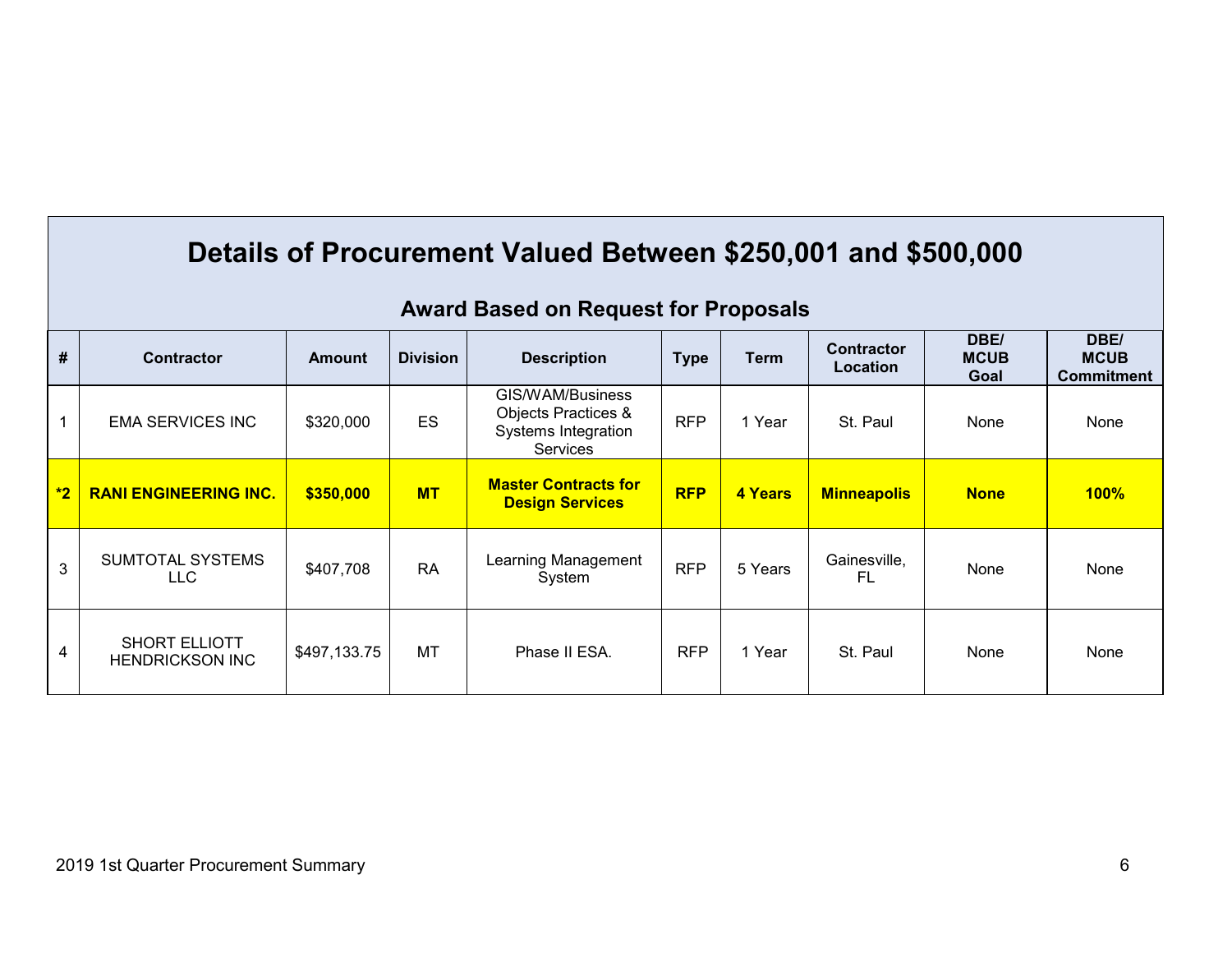# Details of Procurement Valued Between $250,001 and $500,000

## Award Based on Request for Proposals

| # | Contractor | Amount | Division | Description | Type | Term | Contractor Location | DBE/ MCUB Goal | DBE/ MCUB Commitment |
|---|---|---|---|---|---|---|---|---|---|
| 1 | EMA SERVICES INC | $320,000 | ES | GIS/WAM/Business Objects Practices & Systems Integration Services | RFP | 1 Year | St. Paul | None | None |
| **\*2** | **RANI ENGINEERING INC.** | **$350,000** | **MT** | **Master Contracts for Design Services** | **RFP** | **4 Years** | **Minneapolis** | **None** | **100%** |
| 3 | SUMTOTAL SYSTEMS LLC | $407,708 | RA | Learning Management System | RFP | 5 Years | Gainesville, FL | None | None |
| 4 | SHORT ELLIOTT HENDRICKSON INC | $497,133.75 | MT | Phase II ESA. | RFP | 1 Year | St. Paul | None | None |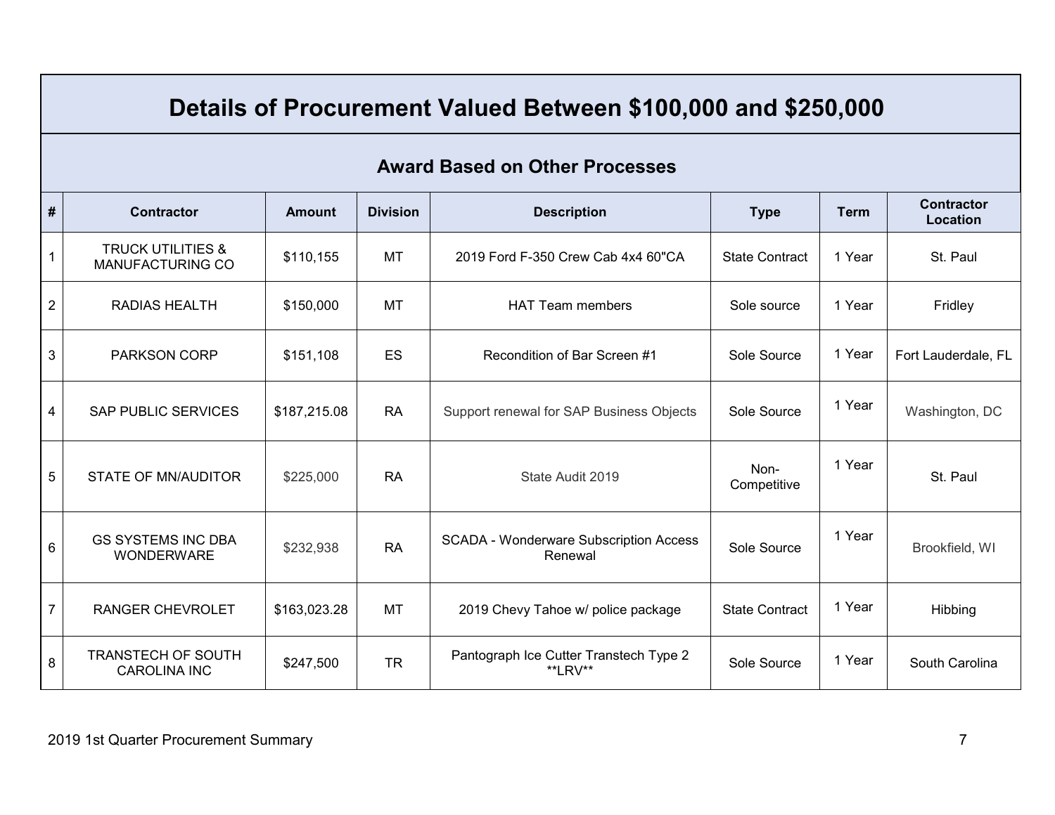# Details of Procurement Valued Between $100,000 and $250,000

## Award Based on Other Processes

| # | Contractor | Amount | Division | Description | Type | Term | Contractor Location |
|---|---|---|---|---|---|---|---|
| 1 | TRUCK UTILITIES & MANUFACTURING CO | $110,155 | MT | 2019 Ford F-350 Crew Cab 4x4 60"CA | State Contract | 1 Year | St. Paul |
| 2 | RADIAS HEALTH | $150,000 | MT | HAT Team members | Sole source | 1 Year | Fridley |
| 3 | PARKSON CORP | $151,108 | ES | Recondition of Bar Screen #1 | Sole Source | 1 Year | Fort Lauderdale, FL |
| 4 | SAP PUBLIC SERVICES | $187,215.08 | RA | Support renewal for SAP Business Objects | Sole Source | 1 Year | Washington, DC |
| 5 | STATE OF MN/AUDITOR | $225,000 | RA | State Audit 2019 | Non-Competitive | 1 Year | St. Paul |
| 6 | GS SYSTEMS INC DBA WONDERWARE | $232,938 | RA | SCADA - Wonderware Subscription Access Renewal | Sole Source | 1 Year | Brookfield, WI |
| 7 | RANGER CHEVROLET | $163,023.28 | MT | 2019 Chevy Tahoe w/ police package | State Contract | 1 Year | Hibbing |
| 8 | TRANSTECH OF SOUTH CAROLINA INC | $247,500 | TR | Pantograph Ice Cutter Transtech Type 2 **LRV** | Sole Source | 1 Year | South Carolina |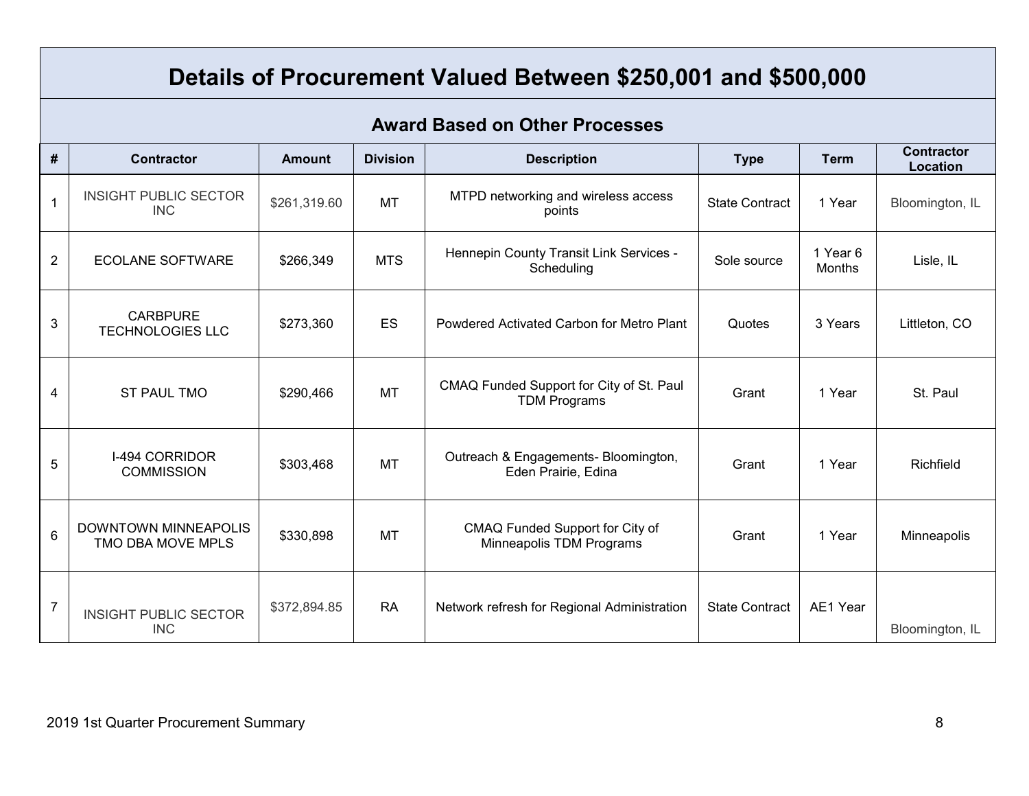# Details of Procurement Valued Between $250,001 and $500,000

## Award Based on Other Processes

| # | Contractor | Amount | Division | Description | Type | Term | Contractor Location |
|---|---|---|---|---|---|---|---|
| 1 | INSIGHT PUBLIC SECTOR INC | $261,319.60 | MT | MTPD networking and wireless access points | State Contract | 1 Year | Bloomington, IL |
| 2 | ECOLANE SOFTWARE | $266,349 | MTS | Hennepin County Transit Link Services - Scheduling | Sole source | 1 Year 6 Months | Lisle, IL |
| 3 | CARBPURE TECHNOLOGIES LLC | $273,360 | ES | Powdered Activated Carbon for Metro Plant | Quotes | 3 Years | Littleton, CO |
| 4 | ST PAUL TMO | $290,466 | MT | CMAQ Funded Support for City of St. Paul TDM Programs | Grant | 1 Year | St. Paul |
| 5 | I-494 CORRIDOR COMMISSION | $303,468 | MT | Outreach & Engagements- Bloomington, Eden Prairie, Edina | Grant | 1 Year | Richfield |
| 6 | DOWNTOWN MINNEAPOLIS TMO DBA MOVE MPLS | $330,898 | MT | CMAQ Funded Support for City of Minneapolis TDM Programs | Grant | 1 Year | Minneapolis |
| 7 | INSIGHT PUBLIC SECTOR INC | $372,894.85 | RA | Network refresh for Regional Administration | State Contract | AE1 Year | Bloomington, IL |

2019 1st Quarter Procurement Summary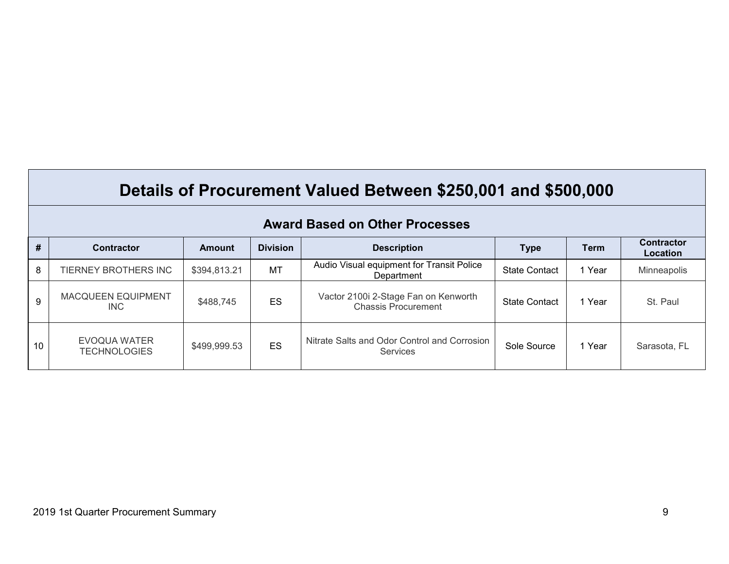## Details of Procurement Valued Between $250,001 and $500,000

### Award Based on Other Processes

| # | Contractor | Amount | Division | Description | Type | Term | Contractor Location |
|---|---|---|---|---|---|---|---|
| 8 | TIERNEY BROTHERS INC | $394,813.21 | MT | Audio Visual equipment for Transit Police Department | State Contact | 1 Year | Minneapolis |
| 9 | MACQUEEN EQUIPMENT INC | $488,745 | ES | Vactor 2100i 2-Stage Fan on Kenworth Chassis Procurement | State Contact | 1 Year | St. Paul |
| 10 | EVOQUA WATER TECHNOLOGIES | $499,999.53 | ES | Nitrate Salts and Odor Control and Corrosion Services | Sole Source | 1 Year | Sarasota, FL |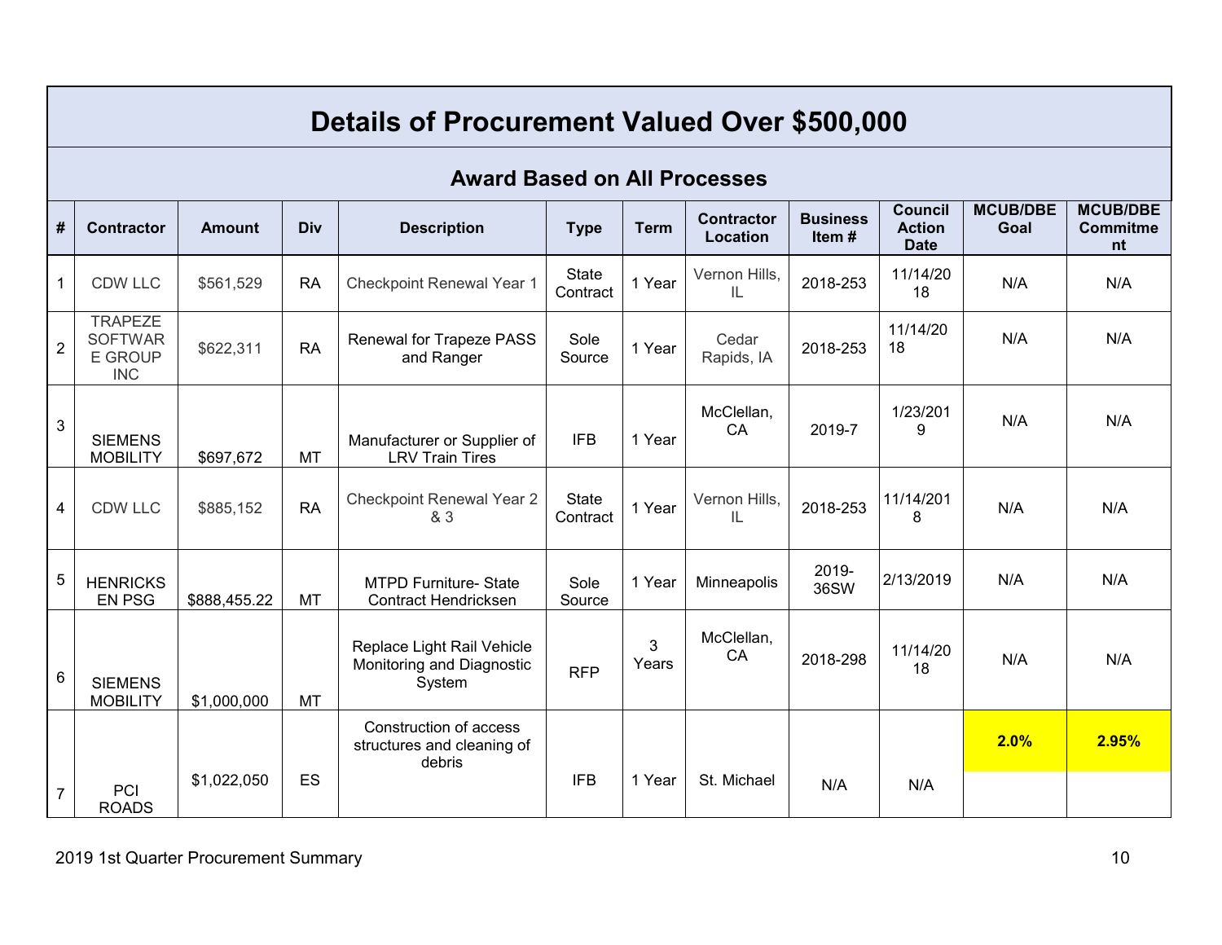# Details of Procurement Valued Over $500,000

## Award Based on All Processes

| # | Contractor | Amount | Div | Description | Type | Term | Contractor Location | Business Item # | Council Action Date | MCUB/DBE Goal | MCUB/DBE Commitment |
|---|---|---|---|---|---|---|---|---|---|---|---|
| 1 | CDW LLC | $561,529 | RA | Checkpoint Renewal Year 1 | State Contract | 1 Year | Vernon Hills, IL | 2018-253 | 11/14/2018 | N/A | N/A |
| 2 | TRAPEZE SOFTWARE GROUP INC | $622,311 | RA | Renewal for Trapeze PASS and Ranger | Sole Source | 1 Year | Cedar Rapids, IA | 2018-253 | 11/14/2018 | N/A | N/A |
| 3 | SIEMENS MOBILITY | $697,672 | MT | Manufacturer or Supplier of LRV Train Tires | IFB | 1 Year | McClellan, CA | 2019-7 | 1/23/2019 | N/A | N/A |
| 4 | CDW LLC | $885,152 | RA | Checkpoint Renewal Year 2 & 3 | State Contract | 1 Year | Vernon Hills, IL | 2018-253 | 11/14/2018 | N/A | N/A |
| 5 | HENRICKSEN PSG | $888,455.22 | MT | MTPD Furniture- State Contract Hendricksen | Sole Source | 1 Year | Minneapolis | 2019-36SW | 2/13/2019 | N/A | N/A |
| 6 | SIEMENS MOBILITY | $1,000,000 | MT | Replace Light Rail Vehicle Monitoring and Diagnostic System | RFP | 3 Years | McClellan, CA | 2018-298 | 11/14/2018 | N/A | N/A |
| 7 | PCI ROADS | $1,022,050 | ES | Construction of access structures and cleaning of debris | IFB | 1 Year | St. Michael | N/A | N/A | **2.0%** | **2.95%** |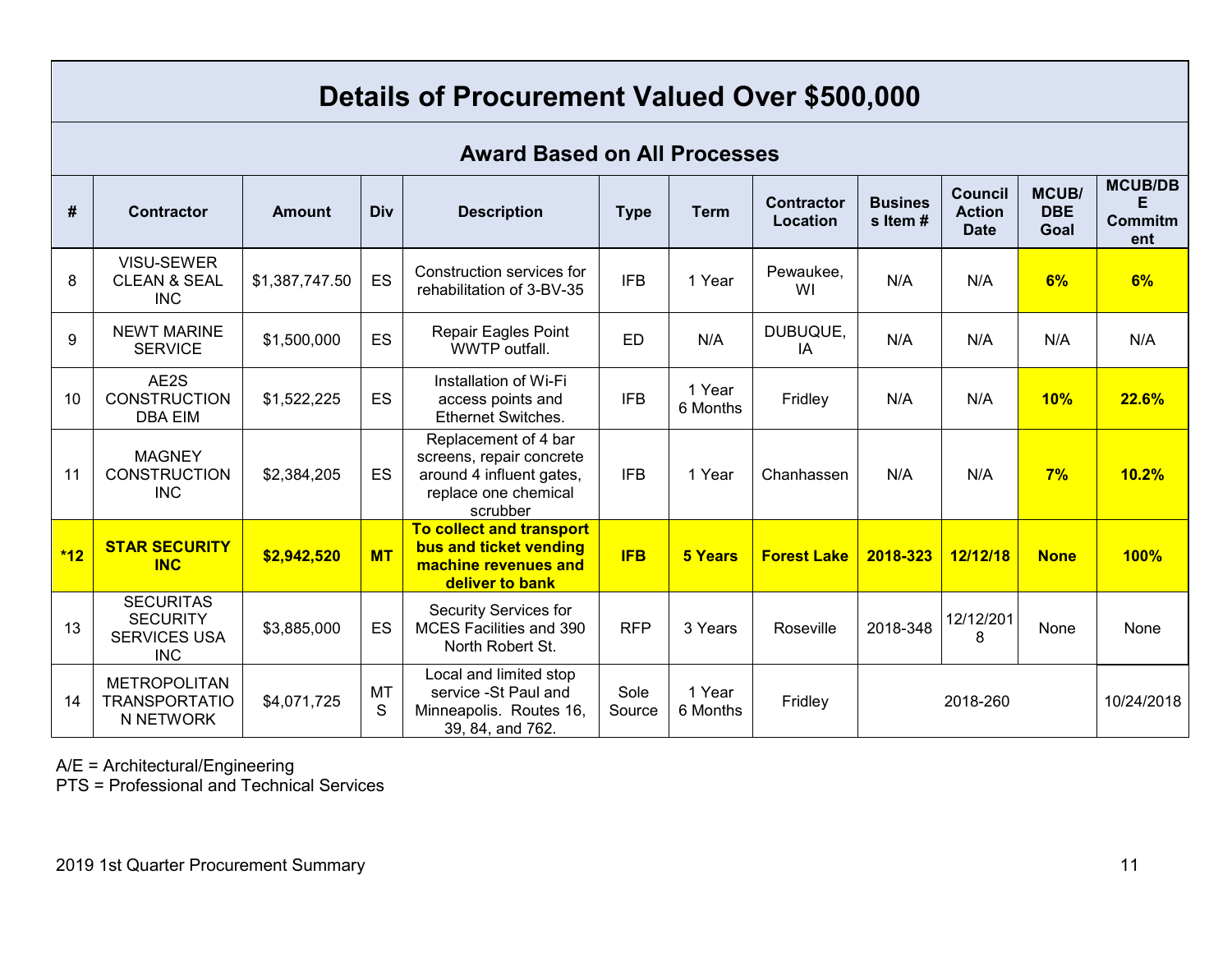# Details of Procurement Valued Over $500,000

## Award Based on All Processes

| # | Contractor | Amount | Div | Description | Type | Term | Contractor Location | Business Item # | Council Action Date | MCUB/ DBE Goal | MCUB/DBE Commitment |
|---|---|---|---|---|---|---|---|---|---|---|---|
| 8 | VISU-SEWER CLEAN & SEAL INC | $1,387,747.50 | ES | Construction services for rehabilitation of 3-BV-35 | IFB | 1 Year | Pewaukee, WI | N/A | N/A | **6%** | **6%** |
| 9 | NEWT MARINE SERVICE | $1,500,000 | ES | Repair Eagles Point WWTP outfall. | ED | N/A | DUBUQUE, IA | N/A | N/A | N/A | N/A |
| 10 | AE2S CONSTRUCTION DBA EIM | $1,522,225 | ES | Installation of Wi-Fi access points and Ethernet Switches. | IFB | 1 Year 6 Months | Fridley | N/A | N/A | **10%** | **22.6%** |
| 11 | MAGNEY CONSTRUCTION INC | $2,384,205 | ES | Replacement of 4 bar screens, repair concrete around 4 influent gates, replace one chemical scrubber | IFB | 1 Year | Chanhassen | N/A | N/A | **7%** | **10.2%** |
| **\*12** | **STAR SECURITY INC** | **$2,942,520** | **MT** | **To collect and transport bus and ticket vending machine revenues and deliver to bank** | **IFB** | **5 Years** | **Forest Lake** | **2018-323** | **12/12/18** | **None** | **100%** |
| 13 | SECURITAS SECURITY SERVICES USA INC | $3,885,000 | ES | Security Services for MCES Facilities and 390 North Robert St. | RFP | 3 Years | Roseville | 2018-348 | 12/12/2018 | None | None |
| 14 | METROPOLITAN TRANSPORTATION NETWORK | $4,071,725 | MTS | Local and limited stop service -St Paul and Minneapolis. Routes 16, 39, 84, and 762. | Sole Source | 1 Year 6 Months | Fridley | 2018-260 | | | 10/24/2018 |

A/E = Architectural/Engineering
PTS = Professional and Technical Services

2019 1st Quarter Procurement Summary